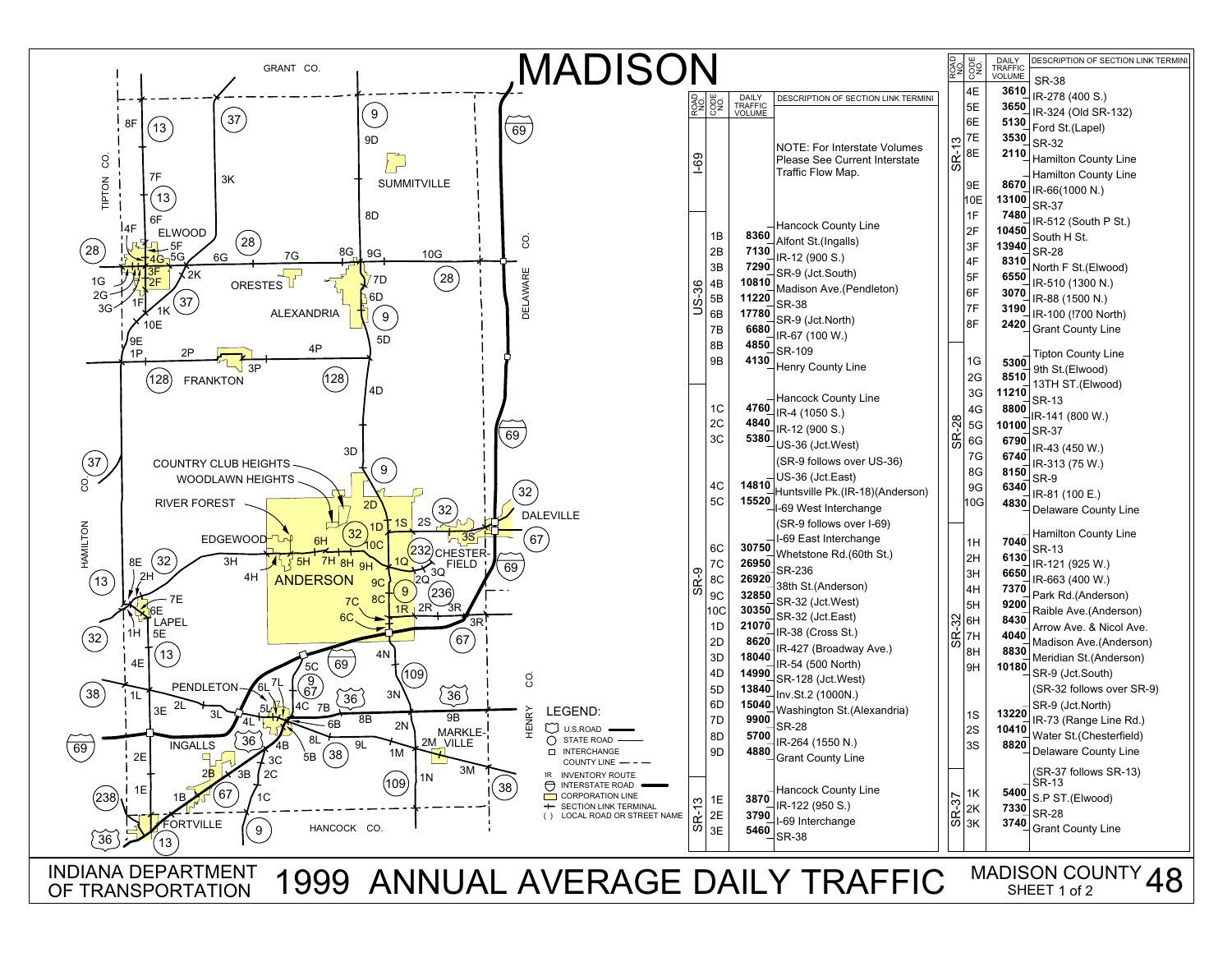# MADISON

## 1999 ANNUAL AVERAGE DAILY TRAFFIC

INDIANA DEPARTMENT OF TRANSPORTATION

MADISON COUNTY 48 — SHEET 1 of 2

| ROAD NO. | CODE NO. | DAILY TRAFFIC VOLUME | DESCRIPTION OF SECTION LINK TERMINI |
|---|---|---|---|
| I-69 | | | NOTE: For Interstate Volumes Please See Current Interstate Traffic Flow Map. |
| US-36 | | | Hancock County Line |
| | 1B | 8360 | Alfont St.(Ingalls) |
| | 2B | 7130 | IR-12 (900 S.) |
| | 3B | 7290 | SR-9 (Jct.South) |
| | 4B | 10810 | Madison Ave.(Pendleton) |
| | 5B | 11220 | SR-38 |
| | 6B | 17780 | SR-9 (Jct.North) |
| | 7B | 6680 | IR-67 (100 W.) |
| | 8B | 4850 | SR-109 |
| | 9B | 4130 | Henry County Line |
| SR-9 | | | Hancock County Line |
| | 1C | 4760 | IR-4 (1050 S.) |
| | 2C | 4840 | IR-12 (900 S.) |
| | 3C | 5380 | US-36 (Jct.West) |
| | | | (SR-9 follows over US-36) |
| | | | US-36 (Jct.East) |
| | 4C | 14810 | Huntsville Pk.(IR-18)(Anderson) |
| | 5C | 15520 | I-69 West Interchange |
| | | | (SR-9 follows over I-69) |
| | | | I-69 East Interchange |
| | 6C | 30750 | Whetstone Rd.(60th St.) |
| | 7C | 26950 | SR-236 |
| | 8C | 26920 | 38th St.(Anderson) |
| | 9C | 32850 | SR-32 (Jct.West) |
| | 10C | 30350 | SR-32 (Jct.East) |
| | 1D | 21070 | IR-38 (Cross St.) |
| | 2D | 8620 | IR-427 (Broadway Ave.) |
| | 3D | 18040 | IR-54 (500 North) |
| | 4D | 14990 | SR-128 (Jct.West) |
| | 5D | 13840 | Inv.St.2 (1000N.) |
| | 6D | 15040 | Washington St.(Alexandria) |
| | 7D | 9900 | SR-28 |
| | 8D | 5700 | IR-264 (1550 N.) |
| | 9D | 4880 | Grant County Line |
| SR-13 | | | Hancock County Line |
| | 1E | 3870 | IR-122 (950 S.) |
| | 2E | 3790 | I-69 Interchange |
| | 3E | 5460 | SR-38 |
| | 4E | 3610 | IR-278 (400 S.) |
| | 5E | 3650 | IR-324 (Old SR-132) |
| | 6E | 5130 | Ford St.(Lapel) |
| | 7E | 3530 | SR-32 |
| | 8E | 2110 | Hamilton County Line |
| | | | Hamilton County Line |
| | 9E | 8670 | IR-66(1000 N.) |
| | 10E | 13100 | SR-37 |
| | 1F | 7480 | IR-512 (South P St.) |
| | 2F | 10450 | South H St. |
| | 3F | 13940 | SR-28 |
| | 4F | 8310 | North F St.(Elwood) |
| | 5F | 6550 | IR-510 (1300 N.) |
| | 6F | 3070 | IR-88 (1500 N.) |
| | 7F | 3190 | IR-100 (!700 North) |
| | 8F | 2420 | Grant County Line |
| SR-28 | | | Tipton County Line |
| | 1G | 5300 | 9th St.(Elwood) |
| | 2G | 8510 | 13TH ST.(Elwood) |
| | 3G | 11210 | SR-13 |
| | 4G | 8800 | IR-141 (800 W.) |
| | 5G | 10100 | SR-37 |
| | 6G | 6790 | IR-43 (450 W.) |
| | 7G | 6740 | IR-313 (75 W.) |
| | 8G | 8150 | SR-9 |
| | 9G | 6340 | IR-81 (100 E.) |
| | 10G | 4830 | Delaware County Line |
| SR-32 | | | Hamilton County Line |
| | 1H | 7040 | SR-13 |
| | 2H | 6130 | IR-121 (925 W.) |
| | 3H | 6650 | IR-663 (400 W.) |
| | 4H | 7370 | Park Rd.(Anderson) |
| | 5H | 9200 | Raible Ave.(Anderson) |
| | 6H | 8430 | Arrow Ave. & Nicol Ave. |
| | 7H | 4040 | Madison Ave.(Anderson) |
| | 8H | 8830 | Meridian St.(Anderson) |
| | 9H | 10180 | SR-9 (Jct.South) |
| | | | (SR-32 follows over SR-9) |
| | | | SR-9 (Jct.North) |
| | 1S | 13220 | IR-73 (Range Line Rd.) |
| | 2S | 10410 | Water St.(Chesterfield) |
| | 3S | 8820 | Delaware County Line |
| SR-37 | | | (SR-37 follows SR-13) SR-13 |
| | 1K | 5400 | S.P ST.(Elwood) |
| | 2K | 7330 | SR-28 |
| | 3K | 3740 | Grant County Line |

LEGEND:
- U.S.ROAD
- STATE ROAD
- INTERCHANGE
- COUNTY LINE
- IR INVENTORY ROUTE
- INTERSTATE ROAD
- CORPORATION LINE
- SECTION LINK TERMINAL
- ( ) LOCAL ROAD OR STREET NAME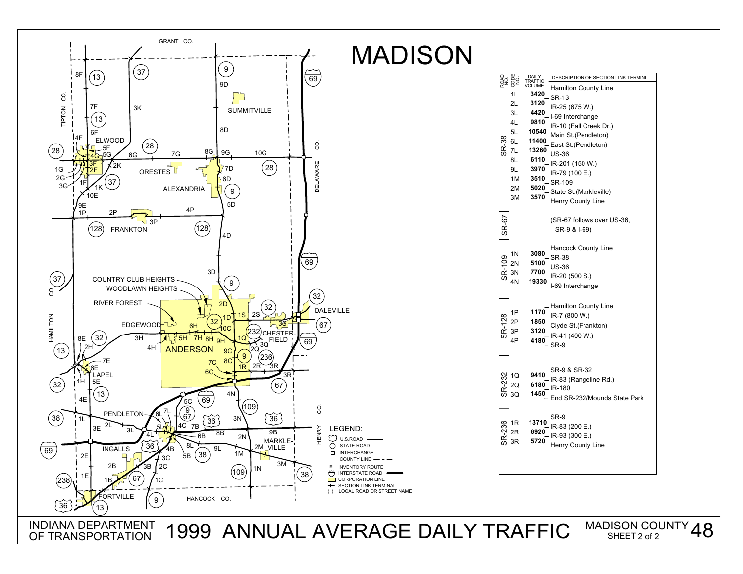# MADISON

| ROAD NO. | CODE NO. | DAILY TRAFFIC VOLUME | DESCRIPTION OF SECTION LINK TERMINI |
|---|---|---|---|
| SR-38 | | | Hamilton County Line |
| | 1L | 3420 | SR-13 |
| | 2L | 3120 | IR-25 (675 W.) |
| | 3L | 4420 | I-69 Interchange |
| | 4L | 9810 | IR-10 (Fall Creek Dr.) |
| | 5L | 10540 | Main St.(Pendleton) |
| | 6L | 11400 | East St.(Pendleton) |
| | 7L | 13260 | US-36 |
| | 8L | 6110 | IR-201 (150 W.) |
| | 9L | 3970 | IR-79 (100 E.) |
| | 1M | 3510 | SR-109 |
| | 2M | 5020 | State St.(Markleville) |
| | 3M | 3570 | Henry County Line |
| SR-67 | | | (SR-67 follows over US-36, SR-9 & I-69) |
| SR-109 | | | Hancock County Line |
| | 1N | 3080 | SR-38 |
| | 2N | 5100 | US-36 |
| | 3N | 7700 | IR-20 (500 S.) |
| | 4N | 19330 | I-69 Interchange |
| SR-128 | | | Hamilton County Line |
| | 1P | 1170 | IR-7 (800 W.) |
| | 2P | 1850 | Clyde St.(Frankton) |
| | 3P | 3120 | IR-41 (400 W.) |
| | 4P | 4180 | SR-9 |
| SR-232 | | | SR-9 & SR-32 |
| | 1Q | 9410 | IR-83 (Rangeline Rd.) |
| | 2Q | 6180 | IR-180 |
| | 3Q | 1450 | End SR-232/Mounds State Park |
| SR-236 | | | SR-9 |
| | 1R | 13710 | IR-83 (200 E.) |
| | 2R | 6920 | IR-93 (300 E.) |
| | 3R | 5720 | Henry County Line |

LEGEND:
U.S.ROAD
STATE ROAD
INTERCHANGE
COUNTY LINE
IR INVENTORY ROUTE
INTERSTATE ROAD
CORPORATION LINE
SECTION LINK TERMINAL
( ) LOCAL ROAD OR STREET NAME

GRANT CO. TIPTON CO. HAMILTON CO. DELAWARE CO. HENRY CO. HANCOCK CO.

SUMMITVILLE, ELWOOD, ORESTES, ALEXANDRIA, FRANKTON, COUNTRY CLUB HEIGHTS, WOODLAWN HEIGHTS, RIVER FOREST, EDGEWOOD, ANDERSON, CHESTERFIELD, DALEVILLE, LAPEL, PENDLETON, INGALLS, MARKLEVILLE, FORTVILLE

INDIANA DEPARTMENT OF TRANSPORTATION

1999 ANNUAL AVERAGE DAILY TRAFFIC

MADISON COUNTY SHEET 2 of 2 48